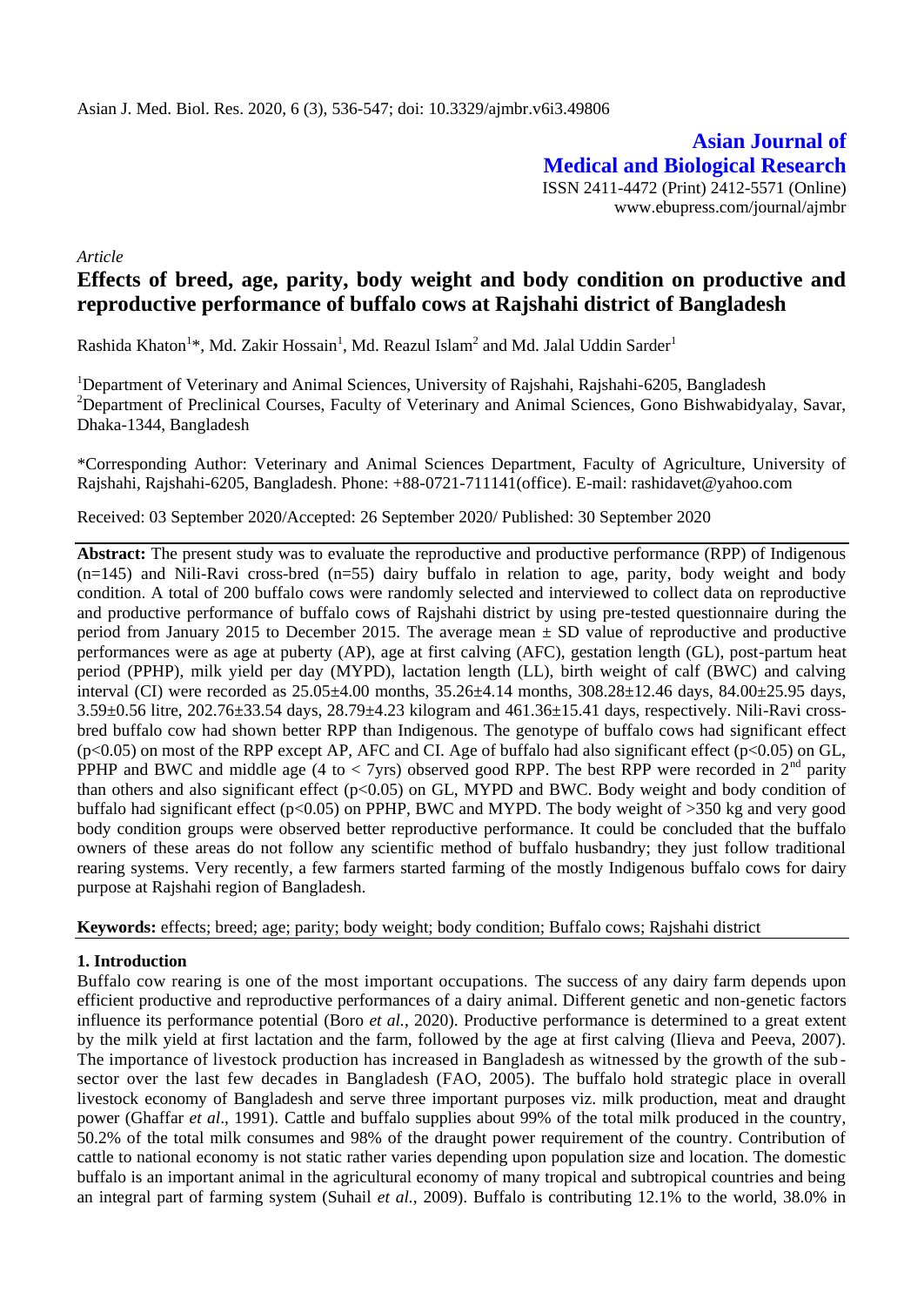*Article*

# Effects of breed, age, parity, body weight and body condition on productive and reproductive performance of buffalo cows at Rajshahi district of Bangladesh

Rashida Khaton[1]*, Md. Zakir Hossain[1], Md. Reazul Islam[2] and Md. Jalal Uddin Sarder[1]

[1]Department of Veterinary and Animal Sciences, University of Rajshahi, Rajshahi-6205, Bangladesh
[2]Department of Preclinical Courses, Faculty of Veterinary and Animal Sciences, Gono Bishwabidyalay, Savar, Dhaka-1344, Bangladesh

*Corresponding Author: Veterinary and Animal Sciences Department, Faculty of Agriculture, University of Rajshahi, Rajshahi-6205, Bangladesh. Phone: +88-0721-711141(office). E-mail: rashidavet@yahoo.com

Received: 03 September 2020/Accepted: 26 September 2020/ Published: 30 September 2020

**Abstract:** The present study was to evaluate the reproductive and productive performance (RPP) of Indigenous (n=145) and Nili-Ravi cross-bred (n=55) dairy buffalo in relation to age, parity, body weight and body condition. A total of 200 buffalo cows were randomly selected and interviewed to collect data on reproductive and productive performance of buffalo cows of Rajshahi district by using pre-tested questionnaire during the period from January 2015 to December 2015. The average mean ± SD value of reproductive and productive performances were as age at puberty (AP), age at first calving (AFC), gestation length (GL), post-partum heat period (PPHP), milk yield per day (MYPD), lactation length (LL), birth weight of calf (BWC) and calving interval (CI) were recorded as 25.05±4.00 months, 35.26±4.14 months, 308.28±12.46 days, 84.00±25.95 days, 3.59±0.56 litre, 202.76±33.54 days, 28.79±4.23 kilogram and 461.36±15.41 days, respectively. Nili-Ravi cross-bred buffalo cow had shown better RPP than Indigenous. The genotype of buffalo cows had significant effect ($p<0.05$) on most of the RPP except AP, AFC and CI. Age of buffalo had also significant effect ($p<0.05$) on GL, PPHP and BWC and middle age (4 to < 7yrs) observed good RPP. The best RPP were recorded in 2nd parity than others and also significant effect ($p<0.05$) on GL, MYPD and BWC. Body weight and body condition of buffalo had significant effect ($p<0.05$) on PPHP, BWC and MYPD. The body weight of >350 kg and very good body condition groups were observed better reproductive performance. It could be concluded that the buffalo owners of these areas do not follow any scientific method of buffalo husbandry; they just follow traditional rearing systems. Very recently, a few farmers started farming of the mostly Indigenous buffalo cows for dairy purpose at Rajshahi region of Bangladesh.

**Keywords:** effects; breed; age; parity; body weight; body condition; Buffalo cows; Rajshahi district

## 1. Introduction

Buffalo cow rearing is one of the most important occupations. The success of any dairy farm depends upon efficient productive and reproductive performances of a dairy animal. Different genetic and non-genetic factors influence its performance potential (Boro *et al.*, 2020). Productive performance is determined to a great extent by the milk yield at first lactation and the farm, followed by the age at first calving (Ilieva and Peeva, 2007). The importance of livestock production has increased in Bangladesh as witnessed by the growth of the sub-sector over the last few decades in Bangladesh (FAO, 2005). The buffalo hold strategic place in overall livestock economy of Bangladesh and serve three important purposes viz. milk production, meat and draught power (Ghaffar *et al*., 1991). Cattle and buffalo supplies about 99% of the total milk produced in the country, 50.2% of the total milk consumes and 98% of the draught power requirement of the country. Contribution of cattle to national economy is not static rather varies depending upon population size and location. The domestic buffalo is an important animal in the agricultural economy of many tropical and subtropical countries and being an integral part of farming system (Suhail *et al.*, 2009). Buffalo is contributing 12.1% to the world, 38.0% in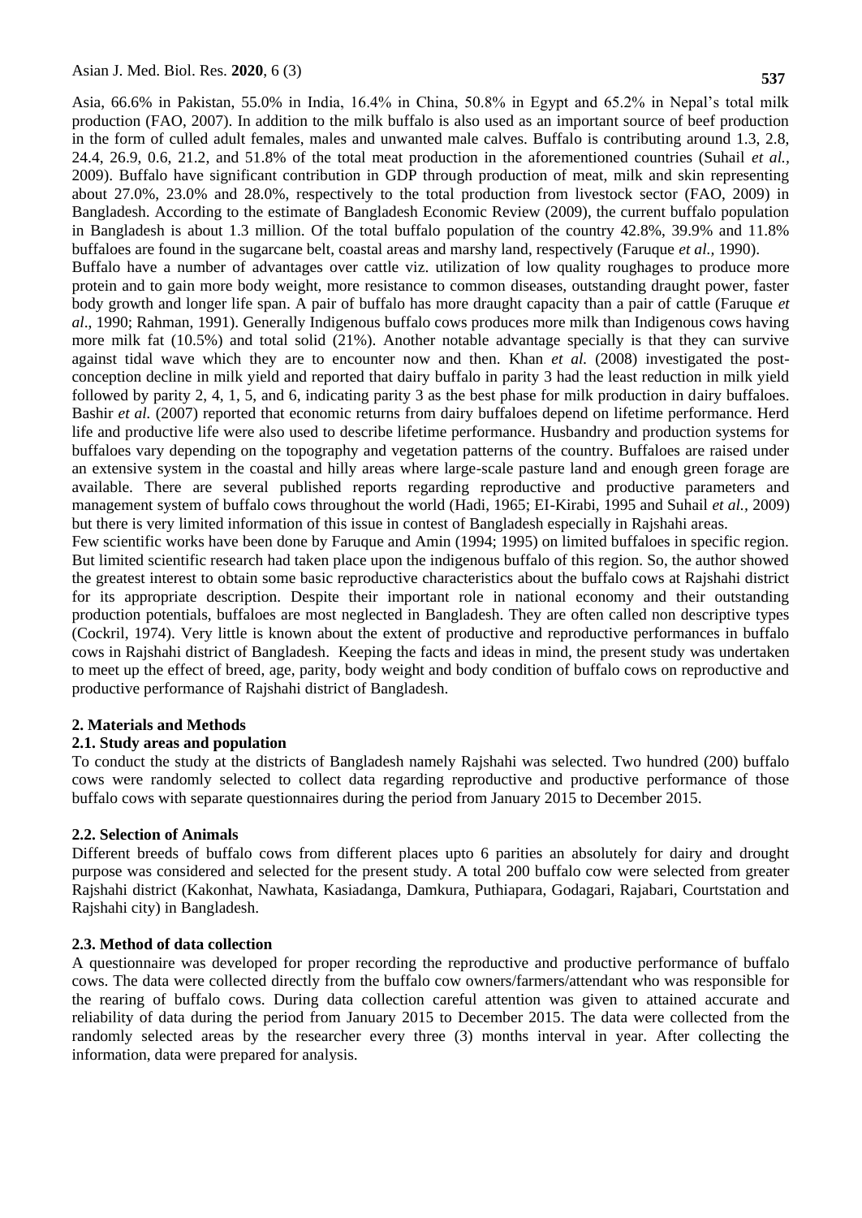Asia, 66.6% in Pakistan, 55.0% in India, 16.4% in China, 50.8% in Egypt and 65.2% in Nepal's total milk production (FAO, 2007). In addition to the milk buffalo is also used as an important source of beef production in the form of culled adult females, males and unwanted male calves. Buffalo is contributing around 1.3, 2.8, 24.4, 26.9, 0.6, 21.2, and 51.8% of the total meat production in the aforementioned countries (Suhail *et al.,* 2009). Buffalo have significant contribution in GDP through production of meat, milk and skin representing about 27.0%, 23.0% and 28.0%, respectively to the total production from livestock sector (FAO, 2009) in Bangladesh. According to the estimate of Bangladesh Economic Review (2009), the current buffalo population in Bangladesh is about 1.3 million. Of the total buffalo population of the country 42.8%, 39.9% and 11.8% buffaloes are found in the sugarcane belt, coastal areas and marshy land, respectively (Faruque *et al.,* 1990).

Buffalo have a number of advantages over cattle viz. utilization of low quality roughages to produce more protein and to gain more body weight, more resistance to common diseases, outstanding draught power, faster body growth and longer life span. A pair of buffalo has more draught capacity than a pair of cattle (Faruque *et al*., 1990; Rahman, 1991). Generally Indigenous buffalo cows produces more milk than Indigenous cows having more milk fat (10.5%) and total solid (21%). Another notable advantage specially is that they can survive against tidal wave which they are to encounter now and then. Khan *et al.* (2008) investigated the post-conception decline in milk yield and reported that dairy buffalo in parity 3 had the least reduction in milk yield followed by parity 2, 4, 1, 5, and 6, indicating parity 3 as the best phase for milk production in dairy buffaloes. Bashir *et al.* (2007) reported that economic returns from dairy buffaloes depend on lifetime performance. Herd life and productive life were also used to describe lifetime performance. Husbandry and production systems for buffaloes vary depending on the topography and vegetation patterns of the country. Buffaloes are raised under an extensive system in the coastal and hilly areas where large-scale pasture land and enough green forage are available. There are several published reports regarding reproductive and productive parameters and management system of buffalo cows throughout the world (Hadi, 1965; EI-Kirabi, 1995 and Suhail *et al.,* 2009) but there is very limited information of this issue in contest of Bangladesh especially in Rajshahi areas.

Few scientific works have been done by Faruque and Amin (1994; 1995) on limited buffaloes in specific region. But limited scientific research had taken place upon the indigenous buffalo of this region. So, the author showed the greatest interest to obtain some basic reproductive characteristics about the buffalo cows at Rajshahi district for its appropriate description. Despite their important role in national economy and their outstanding production potentials, buffaloes are most neglected in Bangladesh. They are often called non descriptive types (Cockril, 1974). Very little is known about the extent of productive and reproductive performances in buffalo cows in Rajshahi district of Bangladesh. Keeping the facts and ideas in mind, the present study was undertaken to meet up the effect of breed, age, parity, body weight and body condition of buffalo cows on reproductive and productive performance of Rajshahi district of Bangladesh.

## 2. Materials and Methods

### 2.1. Study areas and population

To conduct the study at the districts of Bangladesh namely Rajshahi was selected. Two hundred (200) buffalo cows were randomly selected to collect data regarding reproductive and productive performance of those buffalo cows with separate questionnaires during the period from January 2015 to December 2015.

### 2.2. Selection of Animals

Different breeds of buffalo cows from different places upto 6 parities an absolutely for dairy and drought purpose was considered and selected for the present study. A total 200 buffalo cow were selected from greater Rajshahi district (Kakonhat, Nawhata, Kasiadanga, Damkura, Puthiapara, Godagari, Rajabari, Courtstation and Rajshahi city) in Bangladesh.

### 2.3. Method of data collection

A questionnaire was developed for proper recording the reproductive and productive performance of buffalo cows. The data were collected directly from the buffalo cow owners/farmers/attendant who was responsible for the rearing of buffalo cows. During data collection careful attention was given to attained accurate and reliability of data during the period from January 2015 to December 2015. The data were collected from the randomly selected areas by the researcher every three (3) months interval in year. After collecting the information, data were prepared for analysis.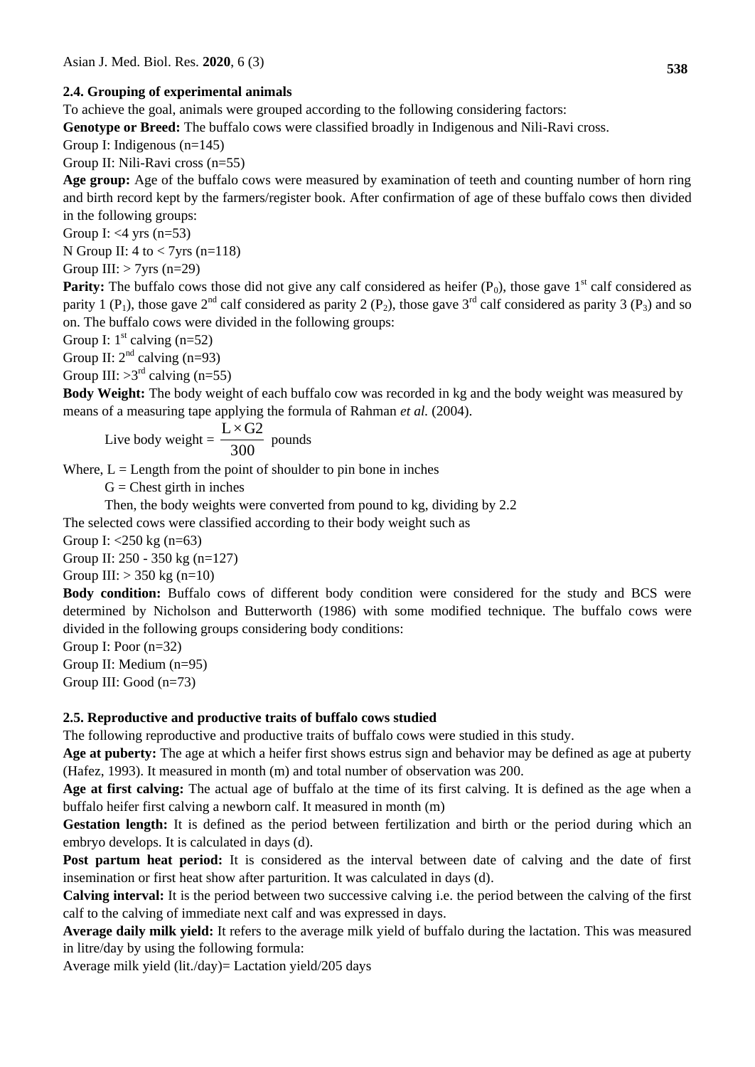### 2.4. Grouping of experimental animals

To achieve the goal, animals were grouped according to the following considering factors:

**Genotype or Breed:** The buffalo cows were classified broadly in Indigenous and Nili-Ravi cross.

Group I: Indigenous (n=145)

Group II: Nili-Ravi cross (n=55)

**Age group:** Age of the buffalo cows were measured by examination of teeth and counting number of horn ring and birth record kept by the farmers/register book. After confirmation of age of these buffalo cows then divided in the following groups:

Group I: <4 yrs (n=53)

N Group II: 4 to < 7yrs (n=118)

Group III: > 7yrs (n=29)

**Parity:** The buffalo cows those did not give any calf considered as heifer ($P_0$), those gave 1st calf considered as parity 1 ($P_1$), those gave 2nd calf considered as parity 2 ($P_2$), those gave 3rd calf considered as parity 3 ($P_3$) and so on. The buffalo cows were divided in the following groups:

Group I: 1st calving (n=52)

Group II: 2nd calving (n=93)

Group III: >3rd calving (n=55)

**Body Weight:** The body weight of each buffalo cow was recorded in kg and the body weight was measured by means of a measuring tape applying the formula of Rahman *et al.* (2004).

$$\text{Live body weight} = \frac{L \times G2}{300} \text{ pounds}$$

Where, L = Length from the point of shoulder to pin bone in inches

G = Chest girth in inches

Then, the body weights were converted from pound to kg, dividing by 2.2

The selected cows were classified according to their body weight such as

Group I: <250 kg (n=63)

Group II: 250 - 350 kg (n=127)

Group III: > 350 kg (n=10)

**Body condition:** Buffalo cows of different body condition were considered for the study and BCS were determined by Nicholson and Butterworth (1986) with some modified technique. The buffalo cows were divided in the following groups considering body conditions:

Group I: Poor (n=32)

Group II: Medium (n=95)

Group III: Good (n=73)

### 2.5. Reproductive and productive traits of buffalo cows studied

The following reproductive and productive traits of buffalo cows were studied in this study.

**Age at puberty:** The age at which a heifer first shows estrus sign and behavior may be defined as age at puberty (Hafez, 1993). It measured in month (m) and total number of observation was 200.

**Age at first calving:** The actual age of buffalo at the time of its first calving. It is defined as the age when a buffalo heifer first calving a newborn calf. It measured in month (m)

**Gestation length:** It is defined as the period between fertilization and birth or the period during which an embryo develops. It is calculated in days (d).

**Post partum heat period:** It is considered as the interval between date of calving and the date of first insemination or first heat show after parturition. It was calculated in days (d).

**Calving interval:** It is the period between two successive calving i.e. the period between the calving of the first calf to the calving of immediate next calf and was expressed in days.

**Average daily milk yield:** It refers to the average milk yield of buffalo during the lactation. This was measured in litre/day by using the following formula:

Average milk yield (lit./day)= Lactation yield/205 days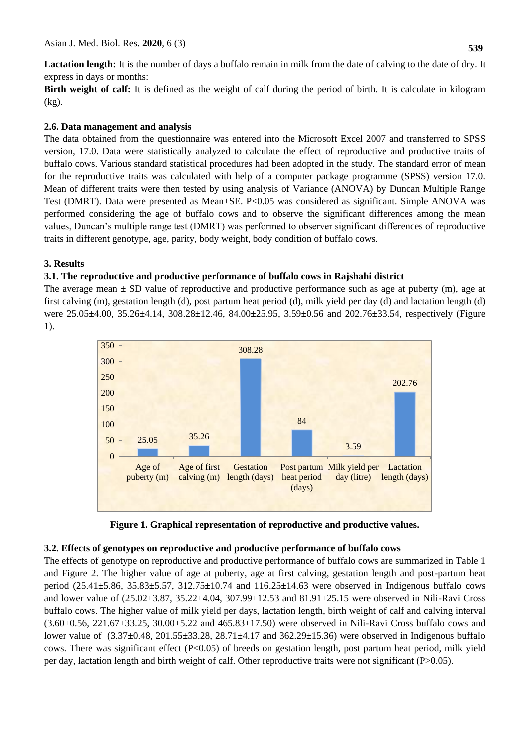**Lactation length:** It is the number of days a buffalo remain in milk from the date of calving to the date of dry. It express in days or months:

**Birth weight of calf:** It is defined as the weight of calf during the period of birth. It is calculate in kilogram (kg).

### 2.6. Data management and analysis

The data obtained from the questionnaire was entered into the Microsoft Excel 2007 and transferred to SPSS version, 17.0. Data were statistically analyzed to calculate the effect of reproductive and productive traits of buffalo cows. Various standard statistical procedures had been adopted in the study. The standard error of mean for the reproductive traits was calculated with help of a computer package programme (SPSS) version 17.0. Mean of different traits were then tested by using analysis of Variance (ANOVA) by Duncan Multiple Range Test (DMRT). Data were presented as Mean±SE. P<0.05 was considered as significant. Simple ANOVA was performed considering the age of buffalo cows and to observe the significant differences among the mean values, Duncan's multiple range test (DMRT) was performed to observer significant differences of reproductive traits in different genotype, age, parity, body weight, body condition of buffalo cows.

## 3. Results

### 3.1. The reproductive and productive performance of buffalo cows in Rajshahi district

The average mean ± SD value of reproductive and productive performance such as age at puberty (m), age at first calving (m), gestation length (d), post partum heat period (d), milk yield per day (d) and lactation length (d) were 25.05±4.00, 35.26±4.14, 308.28±12.46, 84.00±25.95, 3.59±0.56 and 202.76±33.54, respectively (Figure 1).

| Trait | Value |
|---|---|
| Age of puberty (m) | 25.05 |
| Age of first calving (m) | 35.26 |
| Gestation length (days) | 308.28 |
| Post partum heat period (days) | 84 |
| Milk yield per day (litre) | 3.59 |
| Lactation length (days) | 202.76 |

**Figure 1. Graphical representation of reproductive and productive values.**

### 3.2. Effects of genotypes on reproductive and productive performance of buffalo cows

The effects of genotype on reproductive and productive performance of buffalo cows are summarized in Table 1 and Figure 2. The higher value of age at puberty, age at first calving, gestation length and post-partum heat period (25.41±5.86, 35.83±5.57, 312.75±10.74 and 116.25±14.63 were observed in Indigenous buffalo cows and lower value of (25.02±3.87, 35.22±4.04, 307.99±12.53 and 81.91±25.15 were observed in Nili-Ravi Cross buffalo cows. The higher value of milk yield per days, lactation length, birth weight of calf and calving interval (3.60±0.56, 221.67±33.25, 30.00±5.22 and 465.83±17.50) were observed in Nili-Ravi Cross buffalo cows and lower value of (3.37±0.48, 201.55±33.28, 28.71±4.17 and 362.29±15.36) were observed in Indigenous buffalo cows. There was significant effect (P<0.05) of breeds on gestation length, post partum heat period, milk yield per day, lactation length and birth weight of calf. Other reproductive traits were not significant (P>0.05).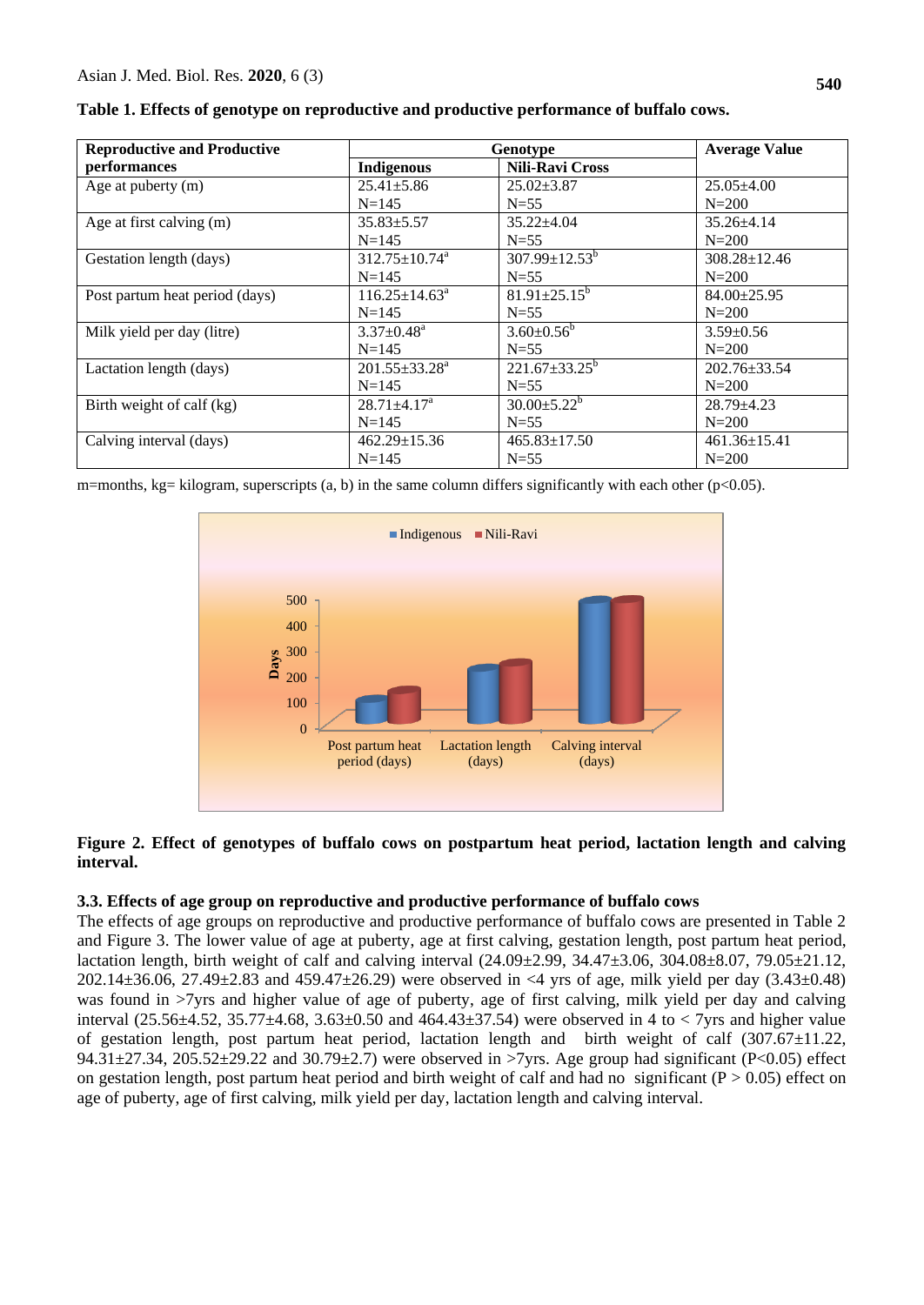**Table 1. Effects of genotype on reproductive and productive performance of buffalo cows.**

| Reproductive and Productive performances | Genotype | | Average Value |
|---|---|---|---|
| | Indigenous | Nili-Ravi Cross | |
| Age at puberty (m) | 25.41±5.86 N=145 | 25.02±3.87 N=55 | 25.05±4.00 N=200 |
| Age at first calving (m) | 35.83±5.57 N=145 | 35.22±4.04 N=55 | 35.26±4.14 N=200 |
| Gestation length (days) | 312.75±10.74[a] N=145 | 307.99±12.53[b] N=55 | 308.28±12.46 N=200 |
| Post partum heat period (days) | 116.25±14.63[a] N=145 | 81.91±25.15[b] N=55 | 84.00±25.95 N=200 |
| Milk yield per day (litre) | 3.37±0.48[a] N=145 | 3.60±0.56[b] N=55 | 3.59±0.56 N=200 |
| Lactation length (days) | 201.55±33.28[a] N=145 | 221.67±33.25[b] N=55 | 202.76±33.54 N=200 |
| Birth weight of calf (kg) | 28.71±4.17[a] N=145 | 30.00±5.22[b] N=55 | 28.79±4.23 N=200 |
| Calving interval (days) | 462.29±15.36 N=145 | 465.83±17.50 N=55 | 461.36±15.41 N=200 |

m=months, kg= kilogram, superscripts (a, b) in the same column differs significantly with each other (p<0.05).

**Figure 2. Effect of genotypes of buffalo cows on postpartum heat period, lactation length and calving interval.**

### 3.3. Effects of age group on reproductive and productive performance of buffalo cows

The effects of age groups on reproductive and productive performance of buffalo cows are presented in Table 2 and Figure 3. The lower value of age at puberty, age at first calving, gestation length, post partum heat period, lactation length, birth weight of calf and calving interval (24.09±2.99, 34.47±3.06, 304.08±8.07, 79.05±21.12, 202.14±36.06, 27.49±2.83 and 459.47±26.29) were observed in <4 yrs of age, milk yield per day (3.43±0.48) was found in >7yrs and higher value of age of puberty, age of first calving, milk yield per day and calving interval (25.56±4.52, 35.77±4.68, 3.63±0.50 and 464.43±37.54) were observed in 4 to < 7yrs and higher value of gestation length, post partum heat period, lactation length and birth weight of calf (307.67±11.22, 94.31±27.34, 205.52±29.22 and 30.79±2.7) were observed in >7yrs. Age group had significant (P<0.05) effect on gestation length, post partum heat period and birth weight of calf and had no significant (P > 0.05) effect on age of puberty, age of first calving, milk yield per day, lactation length and calving interval.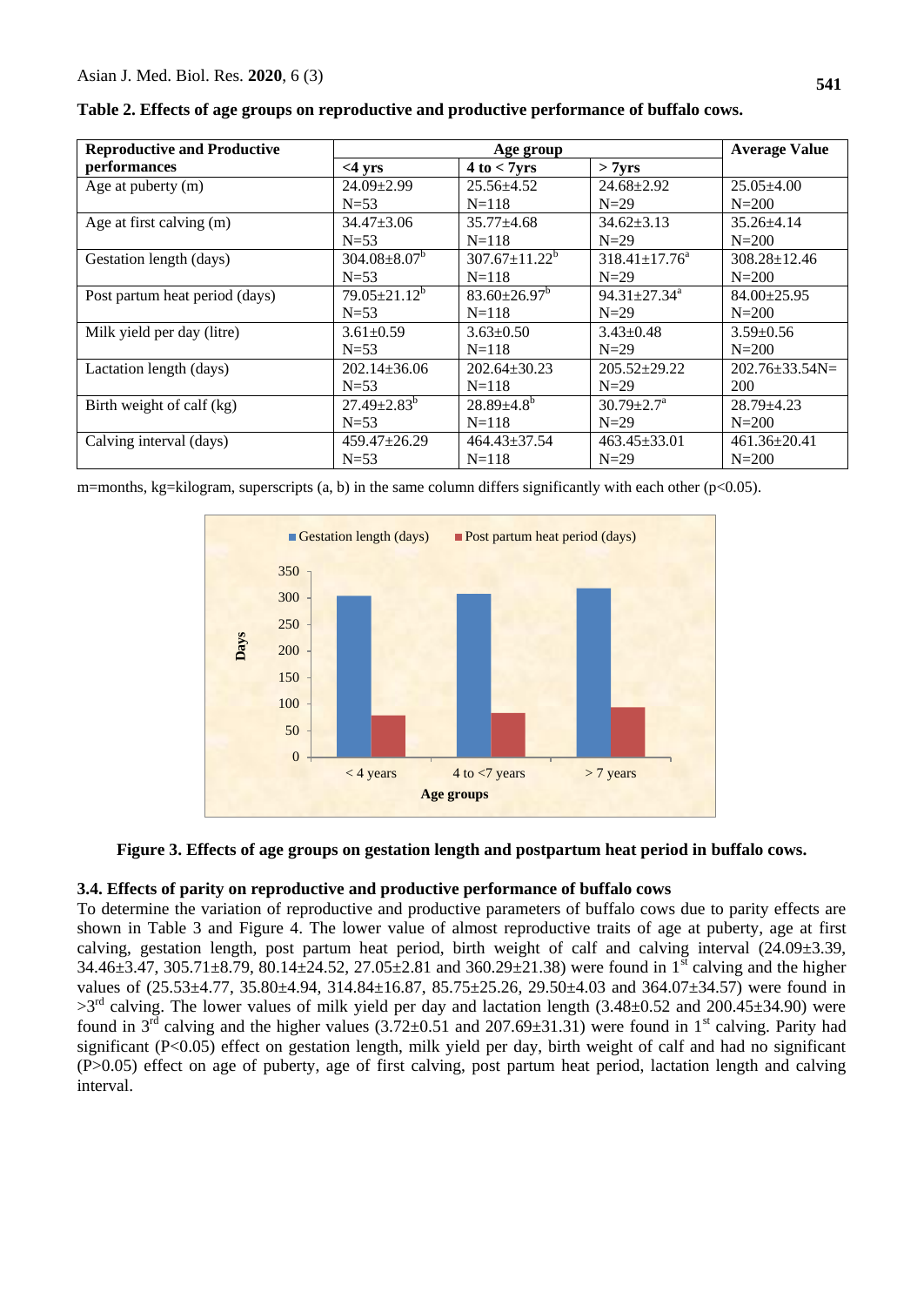**Table 2. Effects of age groups on reproductive and productive performance of buffalo cows.**

| Reproductive and Productive performances | Age group | | | Average Value |
|---|---|---|---|---|
| | <4 yrs | 4 to < 7yrs | > 7yrs | |
| Age at puberty (m) | 24.09±2.99 N=53 | 25.56±4.52 N=118 | 24.68±2.92 N=29 | 25.05±4.00 N=200 |
| Age at first calving (m) | 34.47±3.06 N=53 | 35.77±4.68 N=118 | 34.62±3.13 N=29 | 35.26±4.14 N=200 |
| Gestation length (days) | 304.08±8.07[b] N=53 | 307.67±11.22[b] N=118 | 318.41±17.76[a] N=29 | 308.28±12.46 N=200 |
| Post partum heat period (days) | 79.05±21.12[b] N=53 | 83.60±26.97[b] N=118 | 94.31±27.34[a] N=29 | 84.00±25.95 N=200 |
| Milk yield per day (litre) | 3.61±0.59 N=53 | 3.63±0.50 N=118 | 3.43±0.48 N=29 | 3.59±0.56 N=200 |
| Lactation length (days) | 202.14±36.06 N=53 | 202.64±30.23 N=118 | 205.52±29.22 N=29 | 202.76±33.54N= 200 |
| Birth weight of calf (kg) | 27.49±2.83[b] N=53 | 28.89±4.8[b] N=118 | 30.79±2.7[a] N=29 | 28.79±4.23 N=200 |
| Calving interval (days) | 459.47±26.29 N=53 | 464.43±37.54 N=118 | 463.45±33.01 N=29 | 461.36±20.41 N=200 |

m=months, kg=kilogram, superscripts (a, b) in the same column differs significantly with each other ($p<0.05$).

**Figure 3. Effects of age groups on gestation length and postpartum heat period in buffalo cows.**

### 3.4. Effects of parity on reproductive and productive performance of buffalo cows

To determine the variation of reproductive and productive parameters of buffalo cows due to parity effects are shown in Table 3 and Figure 4. The lower value of almost reproductive traits of age at puberty, age at first calving, gestation length, post partum heat period, birth weight of calf and calving interval (24.09±3.39, 34.46±3.47, 305.71±8.79, 80.14±24.52, 27.05±2.81 and 360.29±21.38) were found in 1[st] calving and the higher values of (25.53±4.77, 35.80±4.94, 314.84±16.87, 85.75±25.26, 29.50±4.03 and 364.07±34.57) were found in >3[rd] calving. The lower values of milk yield per day and lactation length (3.48±0.52 and 200.45±34.90) were found in 3[rd] calving and the higher values (3.72±0.51 and 207.69±31.31) were found in 1[st] calving. Parity had significant ($P<0.05$) effect on gestation length, milk yield per day, birth weight of calf and had no significant ($P>0.05$) effect on age of puberty, age of first calving, post partum heat period, lactation length and calving interval.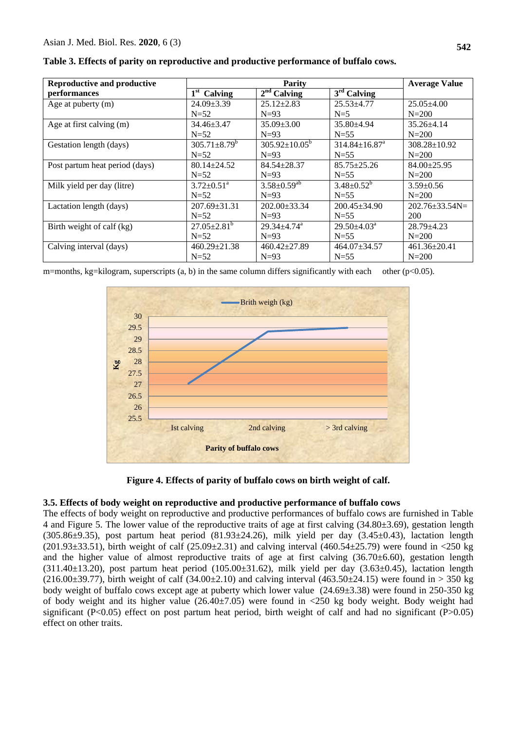**Table 3. Effects of parity on reproductive and productive performance of buffalo cows.**

| Reproductive and productive performances | Parity | | | Average Value |
|---|---|---|---|---|
| | 1st Calving | 2nd Calving | 3rd Calving | |
| Age at puberty (m) | 24.09±3.39 N=52 | 25.12±2.83 N=93 | 25.53±4.77 N=5 | 25.05±4.00 N=200 |
| Age at first calving (m) | 34.46±3.47 N=52 | 35.09±3.00 N=93 | 35.80±4.94 N=55 | 35.26±4.14 N=200 |
| Gestation length (days) | 305.71±8.79[b] N=52 | 305.92±10.05[b] N=93 | 314.84±16.87[a] N=55 | 308.28±10.92 N=200 |
| Post partum heat period (days) | 80.14±24.52 N=52 | 84.54±28.37 N=93 | 85.75±25.26 N=55 | 84.00±25.95 N=200 |
| Milk yield per day (litre) | 3.72±0.51[a] N=52 | 3.58±0.59[ab] N=93 | 3.48±0.52[b] N=55 | 3.59±0.56 N=200 |
| Lactation length (days) | 207.69±31.31 N=52 | 202.00±33.34 N=93 | 200.45±34.90 N=55 | 202.76±33.54N= 200 |
| Birth weight of calf (kg) | 27.05±2.81[b] N=52 | 29.34±4.74[a] N=93 | 29.50±4.03[a] N=55 | 28.79±4.23 N=200 |
| Calving interval (days) | 460.29±21.38 N=52 | 460.42±27.89 N=93 | 464.07±34.57 N=55 | 461.36±20.41 N=200 |

m=months, kg=kilogram, superscripts (a, b) in the same column differs significantly with each other ($p<0.05$).

**Figure 4. Effects of parity of buffalo cows on birth weight of calf.**

### 3.5. Effects of body weight on reproductive and productive performance of buffalo cows

The effects of body weight on reproductive and productive performances of buffalo cows are furnished in Table 4 and Figure 5. The lower value of the reproductive traits of age at first calving (34.80±3.69), gestation length (305.86±9.35), post partum heat period (81.93±24.26), milk yield per day (3.45±0.43), lactation length (201.93±33.51), birth weight of calf (25.09±2.31) and calving interval (460.54±25.79) were found in <250 kg and the higher value of almost reproductive traits of age at first calving (36.70±6.60), gestation length (311.40±13.20), post partum heat period (105.00±31.62), milk yield per day (3.63±0.45), lactation length (216.00±39.77), birth weight of calf (34.00±2.10) and calving interval (463.50±24.15) were found in > 350 kg body weight of buffalo cows except age at puberty which lower value (24.69±3.38) were found in 250-350 kg of body weight and its higher value (26.40±7.05) were found in <250 kg body weight. Body weight had significant ($P<0.05$) effect on post partum heat period, birth weight of calf and had no significant ($P>0.05$) effect on other traits.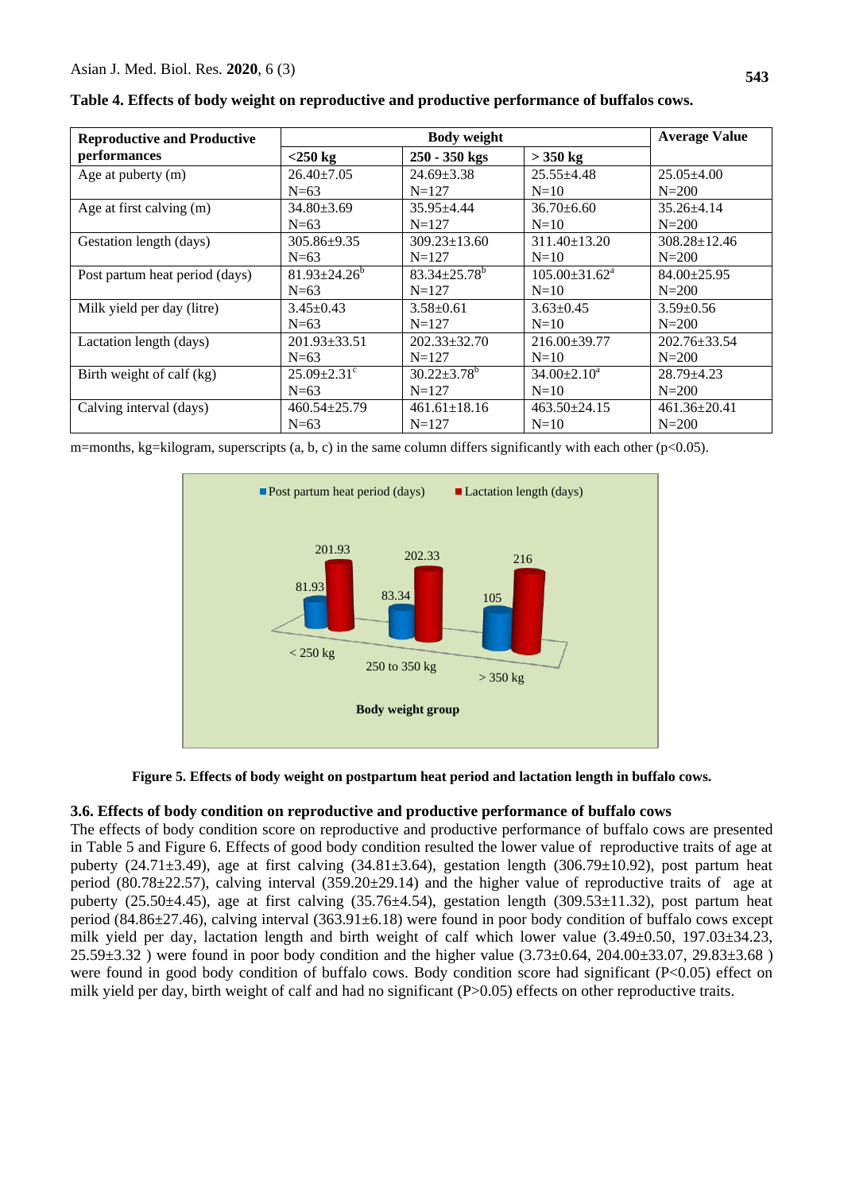**Table 4. Effects of body weight on reproductive and productive performance of buffalos cows.**

| Reproductive and Productive performances | Body weight | | | Average Value |
|---|---|---|---|---|
| | <250 kg | 250 - 350 kgs | > 350 kg | |
| Age at puberty (m) | 26.40±7.05 N=63 | 24.69±3.38 N=127 | 25.55±4.48 N=10 | 25.05±4.00 N=200 |
| Age at first calving (m) | 34.80±3.69 N=63 | 35.95±4.44 N=127 | 36.70±6.60 N=10 | 35.26±4.14 N=200 |
| Gestation length (days) | 305.86±9.35 N=63 | 309.23±13.60 N=127 | 311.40±13.20 N=10 | 308.28±12.46 N=200 |
| Post partum heat period (days) | 81.93±24.26[b] N=63 | 83.34±25.78[b] N=127 | 105.00±31.62[a] N=10 | 84.00±25.95 N=200 |
| Milk yield per day (litre) | 3.45±0.43 N=63 | 3.58±0.61 N=127 | 3.63±0.45 N=10 | 3.59±0.56 N=200 |
| Lactation length (days) | 201.93±33.51 N=63 | 202.33±32.70 N=127 | 216.00±39.77 N=10 | 202.76±33.54 N=200 |
| Birth weight of calf (kg) | 25.09±2.31[c] N=63 | 30.22±3.78[b] N=127 | 34.00±2.10[a] N=10 | 28.79±4.23 N=200 |
| Calving interval (days) | 460.54±25.79 N=63 | 461.61±18.16 N=127 | 463.50±24.15 N=10 | 461.36±20.41 N=200 |

m=months, kg=kilogram, superscripts (a, b, c) in the same column differs significantly with each other (p<0.05).

**Figure 5. Effects of body weight on postpartum heat period and lactation length in buffalo cows.**

### 3.6. Effects of body condition on reproductive and productive performance of buffalo cows

The effects of body condition score on reproductive and productive performance of buffalo cows are presented in Table 5 and Figure 6. Effects of good body condition resulted the lower value of reproductive traits of age at puberty (24.71±3.49), age at first calving (34.81±3.64), gestation length (306.79±10.92), post partum heat period (80.78±22.57), calving interval (359.20±29.14) and the higher value of reproductive traits of age at puberty (25.50±4.45), age at first calving (35.76±4.54), gestation length (309.53±11.32), post partum heat period (84.86±27.46), calving interval (363.91±6.18) were found in poor body condition of buffalo cows except milk yield per day, lactation length and birth weight of calf which lower value (3.49±0.50, 197.03±34.23, 25.59±3.32 ) were found in poor body condition and the higher value (3.73±0.64, 204.00±33.07, 29.83±3.68 ) were found in good body condition of buffalo cows. Body condition score had significant (P<0.05) effect on milk yield per day, birth weight of calf and had no significant (P>0.05) effects on other reproductive traits.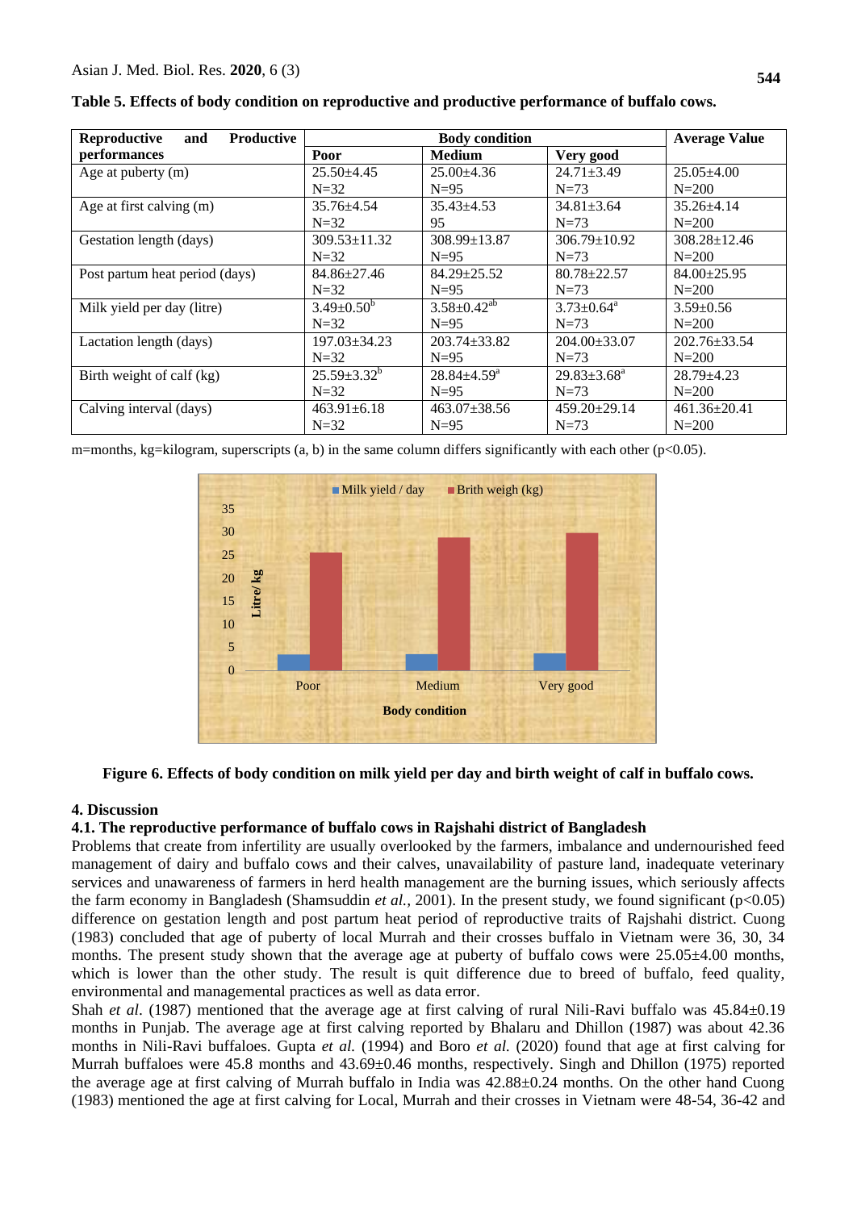**Table 5. Effects of body condition on reproductive and productive performance of buffalo cows.**

| Reproductive and Productive performances | Body condition | | | Average Value |
|---|---|---|---|---|
| | Poor | Medium | Very good | |
| Age at puberty (m) | 25.50±4.45 N=32 | 25.00±4.36 N=95 | 24.71±3.49 N=73 | 25.05±4.00 N=200 |
| Age at first calving (m) | 35.76±4.54 N=32 | 35.43±4.53 95 | 34.81±3.64 N=73 | 35.26±4.14 N=200 |
| Gestation length (days) | 309.53±11.32 N=32 | 308.99±13.87 N=95 | 306.79±10.92 N=73 | 308.28±12.46 N=200 |
| Post partum heat period (days) | 84.86±27.46 N=32 | 84.29±25.52 N=95 | 80.78±22.57 N=73 | 84.00±25.95 N=200 |
| Milk yield per day (litre) | $3.49{\pm}0.50^{b}$ N=32 | $3.58{\pm}0.42^{ab}$ N=95 | $3.73{\pm}0.64^{a}$ N=73 | 3.59±0.56 N=200 |
| Lactation length (days) | 197.03±34.23 N=32 | 203.74±33.82 N=95 | 204.00±33.07 N=73 | 202.76±33.54 N=200 |
| Birth weight of calf (kg) | $25.59{\pm}3.32^{b}$ N=32 | $28.84{\pm}4.59^{a}$ N=95 | $29.83{\pm}3.68^{a}$ N=73 | 28.79±4.23 N=200 |
| Calving interval (days) | 463.91±6.18 N=32 | 463.07±38.56 N=95 | 459.20±29.14 N=73 | 461.36±20.41 N=200 |

m=months, kg=kilogram, superscripts (a, b) in the same column differs significantly with each other ($p<0.05$).

**Figure 6. Effects of body condition on milk yield per day and birth weight of calf in buffalo cows.**

## 4. Discussion

### 4.1. The reproductive performance of buffalo cows in Rajshahi district of Bangladesh

Problems that create from infertility are usually overlooked by the farmers, imbalance and undernourished feed management of dairy and buffalo cows and their calves, unavailability of pasture land, inadequate veterinary services and unawareness of farmers in herd health management are the burning issues, which seriously affects the farm economy in Bangladesh (Shamsuddin *et al.,* 2001). In the present study, we found significant ($p<0.05$) difference on gestation length and post partum heat period of reproductive traits of Rajshahi district. Cuong (1983) concluded that age of puberty of local Murrah and their crosses buffalo in Vietnam were 36, 30, 34 months. The present study shown that the average age at puberty of buffalo cows were 25.05±4.00 months, which is lower than the other study. The result is quit difference due to breed of buffalo, feed quality, environmental and managemental practices as well as data error.

Shah *et al*. (1987) mentioned that the average age at first calving of rural Nili-Ravi buffalo was 45.84±0.19 months in Punjab. The average age at first calving reported by Bhalaru and Dhillon (1987) was about 42.36 months in Nili-Ravi buffaloes. Gupta *et al.* (1994) and Boro *et al.* (2020) found that age at first calving for Murrah buffaloes were 45.8 months and 43.69±0.46 months, respectively. Singh and Dhillon (1975) reported the average age at first calving of Murrah buffalo in India was 42.88±0.24 months. On the other hand Cuong (1983) mentioned the age at first calving for Local, Murrah and their crosses in Vietnam were 48-54, 36-42 and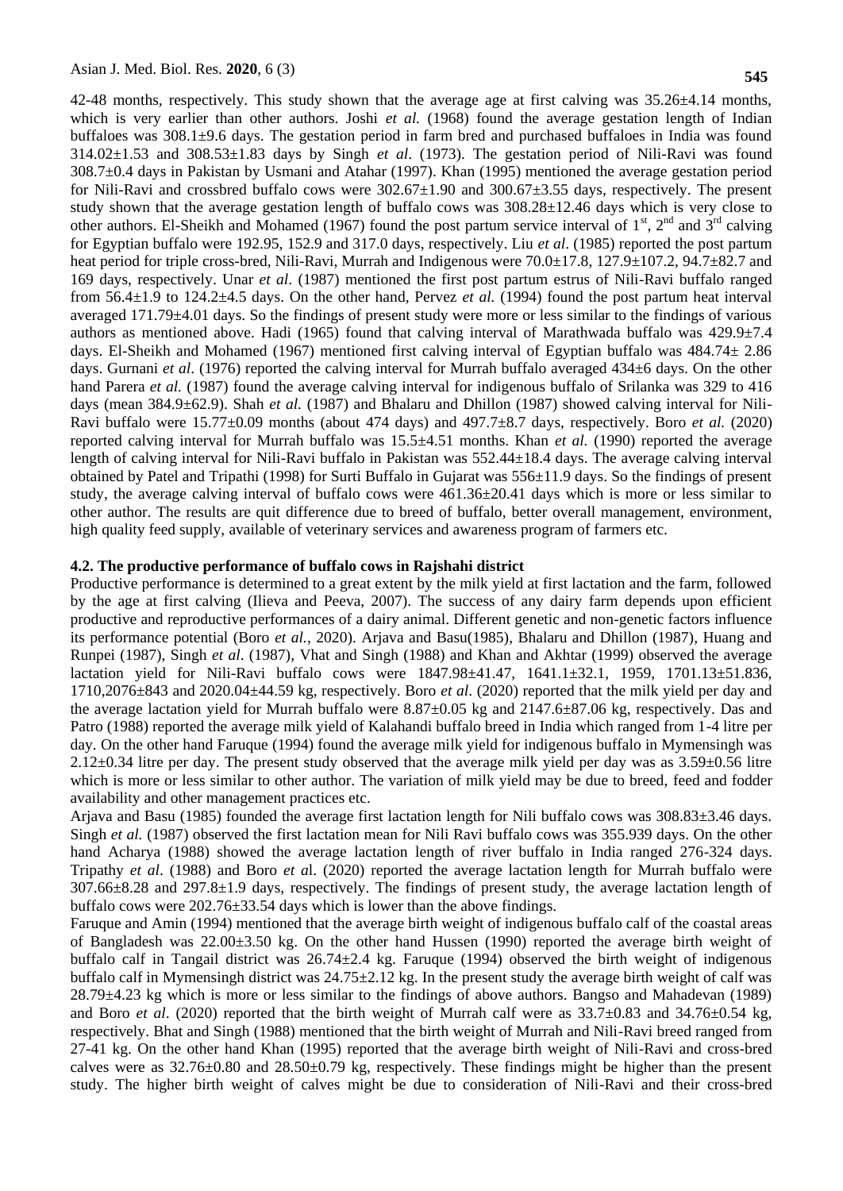42-48 months, respectively. This study shown that the average age at first calving was 35.26±4.14 months, which is very earlier than other authors. Joshi *et al.* (1968) found the average gestation length of Indian buffaloes was 308.1±9.6 days. The gestation period in farm bred and purchased buffaloes in India was found 314.02±1.53 and 308.53±1.83 days by Singh *et al*. (1973). The gestation period of Nili-Ravi was found 308.7±0.4 days in Pakistan by Usmani and Atahar (1997). Khan (1995) mentioned the average gestation period for Nili-Ravi and crossbred buffalo cows were 302.67±1.90 and 300.67±3.55 days, respectively. The present study shown that the average gestation length of buffalo cows was 308.28±12.46 days which is very close to other authors. El-Sheikh and Mohamed (1967) found the post partum service interval of 1st, 2nd and 3rd calving for Egyptian buffalo were 192.95, 152.9 and 317.0 days, respectively. Liu *et al*. (1985) reported the post partum heat period for triple cross-bred, Nili-Ravi, Murrah and Indigenous were 70.0±17.8, 127.9±107.2, 94.7±82.7 and 169 days, respectively. Unar *et al*. (1987) mentioned the first post partum estrus of Nili-Ravi buffalo ranged from 56.4±1.9 to 124.2±4.5 days. On the other hand, Pervez *et al.* (1994) found the post partum heat interval averaged 171.79±4.01 days. So the findings of present study were more or less similar to the findings of various authors as mentioned above. Hadi (1965) found that calving interval of Marathwada buffalo was 429.9±7.4 days. El-Sheikh and Mohamed (1967) mentioned first calving interval of Egyptian buffalo was 484.74± 2.86 days. Gurnani *et al*. (1976) reported the calving interval for Murrah buffalo averaged 434±6 days. On the other hand Parera *et al.* (1987) found the average calving interval for indigenous buffalo of Srilanka was 329 to 416 days (mean 384.9±62.9). Shah *et al.* (1987) and Bhalaru and Dhillon (1987) showed calving interval for Nili-Ravi buffalo were 15.77±0.09 months (about 474 days) and 497.7±8.7 days, respectively. Boro *et al.* (2020) reported calving interval for Murrah buffalo was 15.5±4.51 months. Khan *et al.* (1990) reported the average length of calving interval for Nili-Ravi buffalo in Pakistan was 552.44±18.4 days. The average calving interval obtained by Patel and Tripathi (1998) for Surti Buffalo in Gujarat was 556±11.9 days. So the findings of present study, the average calving interval of buffalo cows were 461.36±20.41 days which is more or less similar to other author. The results are quit difference due to breed of buffalo, better overall management, environment, high quality feed supply, available of veterinary services and awareness program of farmers etc.

### 4.2. The productive performance of buffalo cows in Rajshahi district

Productive performance is determined to a great extent by the milk yield at first lactation and the farm, followed by the age at first calving (Ilieva and Peeva, 2007). The success of any dairy farm depends upon efficient productive and reproductive performances of a dairy animal. Different genetic and non-genetic factors influence its performance potential (Boro *et al.*, 2020). Arjava and Basu(1985), Bhalaru and Dhillon (1987), Huang and Runpei (1987), Singh *et al*. (1987), Vhat and Singh (1988) and Khan and Akhtar (1999) observed the average lactation yield for Nili-Ravi buffalo cows were 1847.98±41.47, 1641.1±32.1, 1959, 1701.13±51.836, 1710,2076±843 and 2020.04±44.59 kg, respectively. Boro *et al*. (2020) reported that the milk yield per day and the average lactation yield for Murrah buffalo were 8.87±0.05 kg and 2147.6±87.06 kg, respectively. Das and Patro (1988) reported the average milk yield of Kalahandi buffalo breed in India which ranged from 1-4 litre per day. On the other hand Faruque (1994) found the average milk yield for indigenous buffalo in Mymensingh was 2.12±0.34 litre per day. The present study observed that the average milk yield per day was as 3.59±0.56 litre which is more or less similar to other author. The variation of milk yield may be due to breed, feed and fodder availability and other management practices etc.

Arjava and Basu (1985) founded the average first lactation length for Nili buffalo cows was 308.83±3.46 days. Singh *et al.* (1987) observed the first lactation mean for Nili Ravi buffalo cows was 355.939 days. On the other hand Acharya (1988) showed the average lactation length of river buffalo in India ranged 276-324 days. Tripathy *et al*. (1988) and Boro *et a*l. (2020) reported the average lactation length for Murrah buffalo were 307.66±8.28 and 297.8±1.9 days, respectively. The findings of present study, the average lactation length of buffalo cows were 202.76±33.54 days which is lower than the above findings.

Faruque and Amin (1994) mentioned that the average birth weight of indigenous buffalo calf of the coastal areas of Bangladesh was 22.00±3.50 kg. On the other hand Hussen (1990) reported the average birth weight of buffalo calf in Tangail district was 26.74±2.4 kg. Faruque (1994) observed the birth weight of indigenous buffalo calf in Mymensingh district was 24.75±2.12 kg. In the present study the average birth weight of calf was 28.79±4.23 kg which is more or less similar to the findings of above authors. Bangso and Mahadevan (1989) and Boro *et al*. (2020) reported that the birth weight of Murrah calf were as 33.7±0.83 and 34.76±0.54 kg, respectively. Bhat and Singh (1988) mentioned that the birth weight of Murrah and Nili-Ravi breed ranged from 27-41 kg. On the other hand Khan (1995) reported that the average birth weight of Nili-Ravi and cross-bred calves were as 32.76±0.80 and 28.50±0.79 kg, respectively. These findings might be higher than the present study. The higher birth weight of calves might be due to consideration of Nili-Ravi and their cross-bred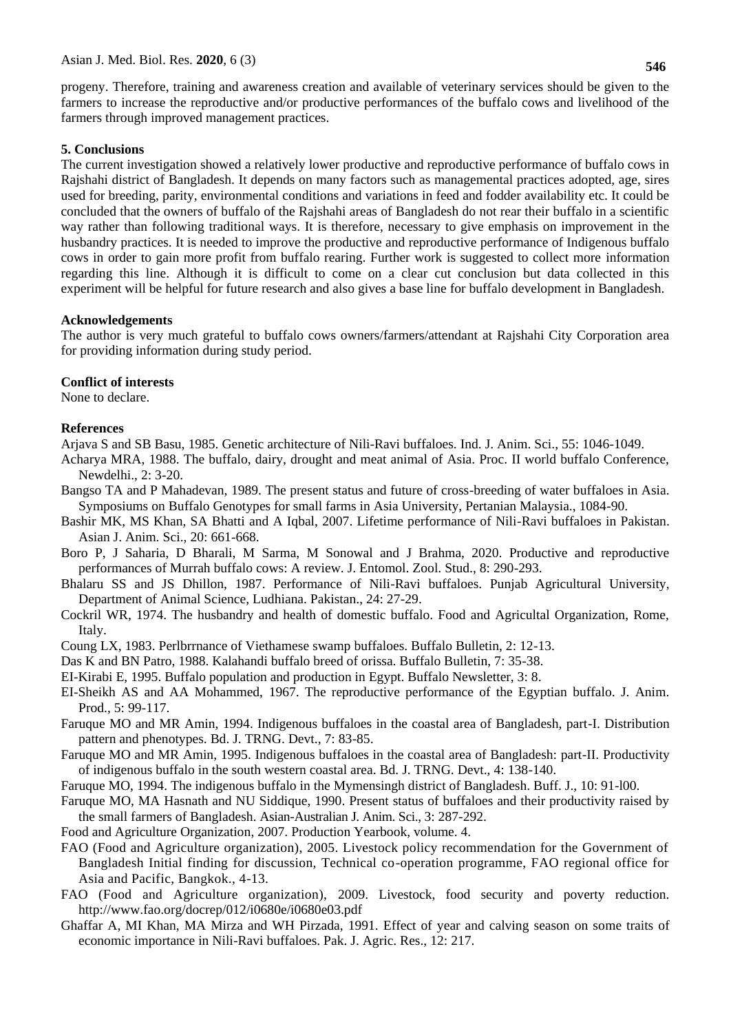progeny. Therefore, training and awareness creation and available of veterinary services should be given to the farmers to increase the reproductive and/or productive performances of the buffalo cows and livelihood of the farmers through improved management practices.

## 5. Conclusions

The current investigation showed a relatively lower productive and reproductive performance of buffalo cows in Rajshahi district of Bangladesh. It depends on many factors such as managemental practices adopted, age, sires used for breeding, parity, environmental conditions and variations in feed and fodder availability etc. It could be concluded that the owners of buffalo of the Rajshahi areas of Bangladesh do not rear their buffalo in a scientific way rather than following traditional ways. It is therefore, necessary to give emphasis on improvement in the husbandry practices. It is needed to improve the productive and reproductive performance of Indigenous buffalo cows in order to gain more profit from buffalo rearing. Further work is suggested to collect more information regarding this line. Although it is difficult to come on a clear cut conclusion but data collected in this experiment will be helpful for future research and also gives a base line for buffalo development in Bangladesh.

## Acknowledgements

The author is very much grateful to buffalo cows owners/farmers/attendant at Rajshahi City Corporation area for providing information during study period.

## Conflict of interests

None to declare.

## References

Arjava S and SB Basu, 1985. Genetic architecture of Nili-Ravi buffaloes. Ind. J. Anim. Sci., 55: 1046-1049.

Acharya MRA, 1988. The buffalo, dairy, drought and meat animal of Asia. Proc. II world buffalo Conference, Newdelhi., 2: 3-20.

Bangso TA and P Mahadevan, 1989. The present status and future of cross-breeding of water buffaloes in Asia. Symposiums on Buffalo Genotypes for small farms in Asia University, Pertanian Malaysia., 1084-90.

Bashir MK, MS Khan, SA Bhatti and A Iqbal, 2007. Lifetime performance of Nili-Ravi buffaloes in Pakistan. Asian J. Anim. Sci., 20: 661-668.

Boro P, J Saharia, D Bharali, M Sarma, M Sonowal and J Brahma, 2020. Productive and reproductive performances of Murrah buffalo cows: A review. J. Entomol. Zool. Stud., 8: 290-293.

Bhalaru SS and JS Dhillon, 1987. Performance of Nili-Ravi buffaloes. Punjab Agricultural University, Department of Animal Science, Ludhiana. Pakistan., 24: 27-29.

Cockril WR, 1974. The husbandry and health of domestic buffalo. Food and Agricultal Organization, Rome, Italy.

Coung LX, 1983. Perlbrrnance of Viethamese swamp buffaloes. Buffalo Bulletin, 2: 12-13.

Das K and BN Patro, 1988. Kalahandi buffalo breed of orissa. Buffalo Bulletin, 7: 35-38.

EI-Kirabi E, 1995. Buffalo population and production in Egypt. Buffalo Newsletter, 3: 8.

EI-Sheikh AS and AA Mohammed, 1967. The reproductive performance of the Egyptian buffalo. J. Anim. Prod., 5: 99-117.

Faruque MO and MR Amin, 1994. Indigenous buffaloes in the coastal area of Bangladesh, part-I. Distribution pattern and phenotypes. Bd. J. TRNG. Devt., 7: 83-85.

Faruque MO and MR Amin, 1995. Indigenous buffaloes in the coastal area of Bangladesh: part-II. Productivity of indigenous buffalo in the south western coastal area. Bd. J. TRNG. Devt., 4: 138-140.

Faruque MO, 1994. The indigenous buffalo in the Mymensingh district of Bangladesh. Buff. J., 10: 91-l00.

Faruque MO, MA Hasnath and NU Siddique, 1990. Present status of buffaloes and their productivity raised by the small farmers of Bangladesh. Asian-Australian J. Anim. Sci., 3: 287-292.

Food and Agriculture Organization, 2007. Production Yearbook, volume. 4.

FAO (Food and Agriculture organization), 2005. Livestock policy recommendation for the Government of Bangladesh Initial finding for discussion, Technical co-operation programme, FAO regional office for Asia and Pacific, Bangkok., 4-13.

FAO (Food and Agriculture organization), 2009. Livestock, food security and poverty reduction. http://www.fao.org/docrep/012/i0680e/i0680e03.pdf

Ghaffar A, MI Khan, MA Mirza and WH Pirzada, 1991. Effect of year and calving season on some traits of economic importance in Nili-Ravi buffaloes. Pak. J. Agric. Res., 12: 217.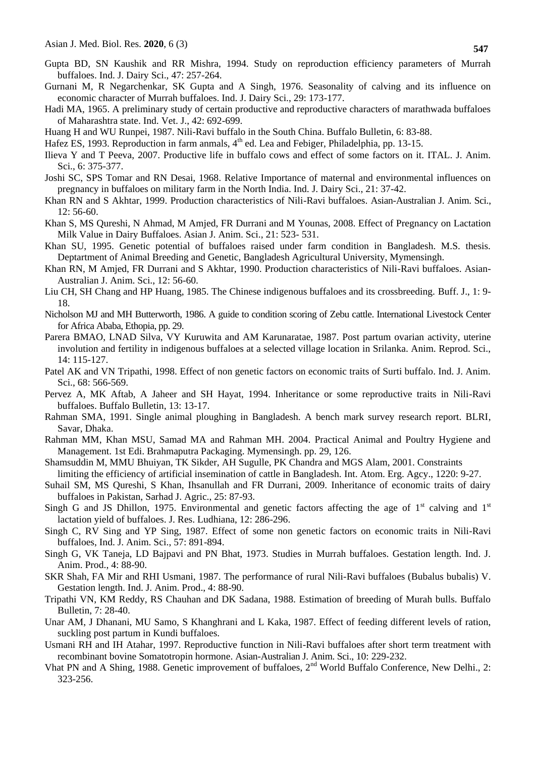Gupta BD, SN Kaushik and RR Mishra, 1994. Study on reproduction efficiency parameters of Murrah buffaloes. Ind. J. Dairy Sci., 47: 257-264.

Gurnani M, R Negarchenkar, SK Gupta and A Singh, 1976. Seasonality of calving and its influence on economic character of Murrah buffaloes. Ind. J. Dairy Sci., 29: 173-177.

Hadi MA, 1965. A preliminary study of certain productive and reproductive characters of marathwada buffaloes of Maharashtra state. Ind. Vet. J., 42: 692-699.

Huang H and WU Runpei, 1987. Nili-Ravi buffalo in the South China. Buffalo Bulletin, 6: 83-88.

Hafez ES, 1993. Reproduction in farm anmals, 4th ed. Lea and Febiger, Philadelphia, pp. 13-15.

Ilieva Y and T Peeva, 2007. Productive life in buffalo cows and effect of some factors on it. ITAL. J. Anim. Sci., 6: 375-377.

Joshi SC, SPS Tomar and RN Desai, 1968. Relative Importance of maternal and environmental influences on pregnancy in buffaloes on military farm in the North India. Ind. J. Dairy Sci., 21: 37-42.

Khan RN and S Akhtar, 1999. Production characteristics of Nili-Ravi buffaloes. Asian-Australian J. Anim. Sci., 12: 56-60.

Khan S, MS Qureshi, N Ahmad, M Amjed, FR Durrani and M Younas, 2008. Effect of Pregnancy on Lactation Milk Value in Dairy Buffaloes. Asian J. Anim. Sci., 21: 523- 531.

Khan SU, 1995. Genetic potential of buffaloes raised under farm condition in Bangladesh. M.S. thesis. Deptartment of Animal Breeding and Genetic, Bangladesh Agricultural University, Mymensingh.

Khan RN, M Amjed, FR Durrani and S Akhtar, 1990. Production characteristics of Nili-Ravi buffaloes. Asian-Australian J. Anim. Sci., 12: 56-60.

Liu CH, SH Chang and HP Huang, 1985. The Chinese indigenous buffaloes and its crossbreeding. Buff. J., 1: 9-18.

Nicholson MJ and MH Butterworth, 1986. A guide to condition scoring of Zebu cattle. International Livestock Center for Africa Ababa, Ethopia, pp. 29.

Parera BMAO, LNAD Silva, VY Kuruwita and AM Karunaratae, 1987. Post partum ovarian activity, uterine involution and fertility in indigenous buffaloes at a selected village location in Srilanka. Anim. Reprod. Sci., 14: 115-127.

Patel AK and VN Tripathi, 1998. Effect of non genetic factors on economic traits of Surti buffalo. Ind. J. Anim. Sci., 68: 566-569.

Pervez A, MK Aftab, A Jaheer and SH Hayat, 1994. Inheritance or some reproductive traits in Nili-Ravi buffaloes. Buffalo Bulletin, 13: 13-17.

Rahman SMA, 1991. Single animal ploughing in Bangladesh. A bench mark survey research report. BLRI, Savar, Dhaka.

Rahman MM, Khan MSU, Samad MA and Rahman MH. 2004. Practical Animal and Poultry Hygiene and Management. 1st Edi. Brahmaputra Packaging. Mymensingh. pp. 29, 126.

Shamsuddin M, MMU Bhuiyan, TK Sikder, AH Sugulle, PK Chandra and MGS Alam, 2001. Constraints limiting the efficiency of artificial insemination of cattle in Bangladesh. Int. Atom. Erg. Agcy., 1220: 9-27.

Suhail SM, MS Qureshi, S Khan, Ihsanullah and FR Durrani, 2009. Inheritance of economic traits of dairy buffaloes in Pakistan, Sarhad J. Agric., 25: 87-93.

Singh G and JS Dhillon, 1975. Environmental and genetic factors affecting the age of 1st calving and 1st lactation yield of buffaloes. J. Res. Ludhiana, 12: 286-296.

Singh C, RV Sing and YP Sing, 1987. Effect of some non genetic factors on economic traits in Nili-Ravi buffaloes, Ind. J. Anim. Sci., 57: 891-894.

Singh G, VK Taneja, LD Bajpavi and PN Bhat, 1973. Studies in Murrah buffaloes. Gestation length. Ind. J. Anim. Prod., 4: 88-90.

SKR Shah, FA Mir and RHI Usmani, 1987. The performance of rural Nili-Ravi buffaloes (Bubalus bubalis) V. Gestation length. Ind. J. Anim. Prod., 4: 88-90.

Tripathi VN, KM Reddy, RS Chauhan and DK Sadana, 1988. Estimation of breeding of Murah bulls. Buffalo Bulletin, 7: 28-40.

Unar AM, J Dhanani, MU Samo, S Khanghrani and L Kaka, 1987. Effect of feeding different levels of ration, suckling post partum in Kundi buffaloes.

Usmani RH and IH Atahar, 1997. Reproductive function in Nili-Ravi buffaloes after short term treatment with recombinant bovine Somatotropin hormone. Asian-Australian J. Anim. Sci., 10: 229-232.

Vhat PN and A Shing, 1988. Genetic improvement of buffaloes, 2nd World Buffalo Conference, New Delhi., 2: 323-256.